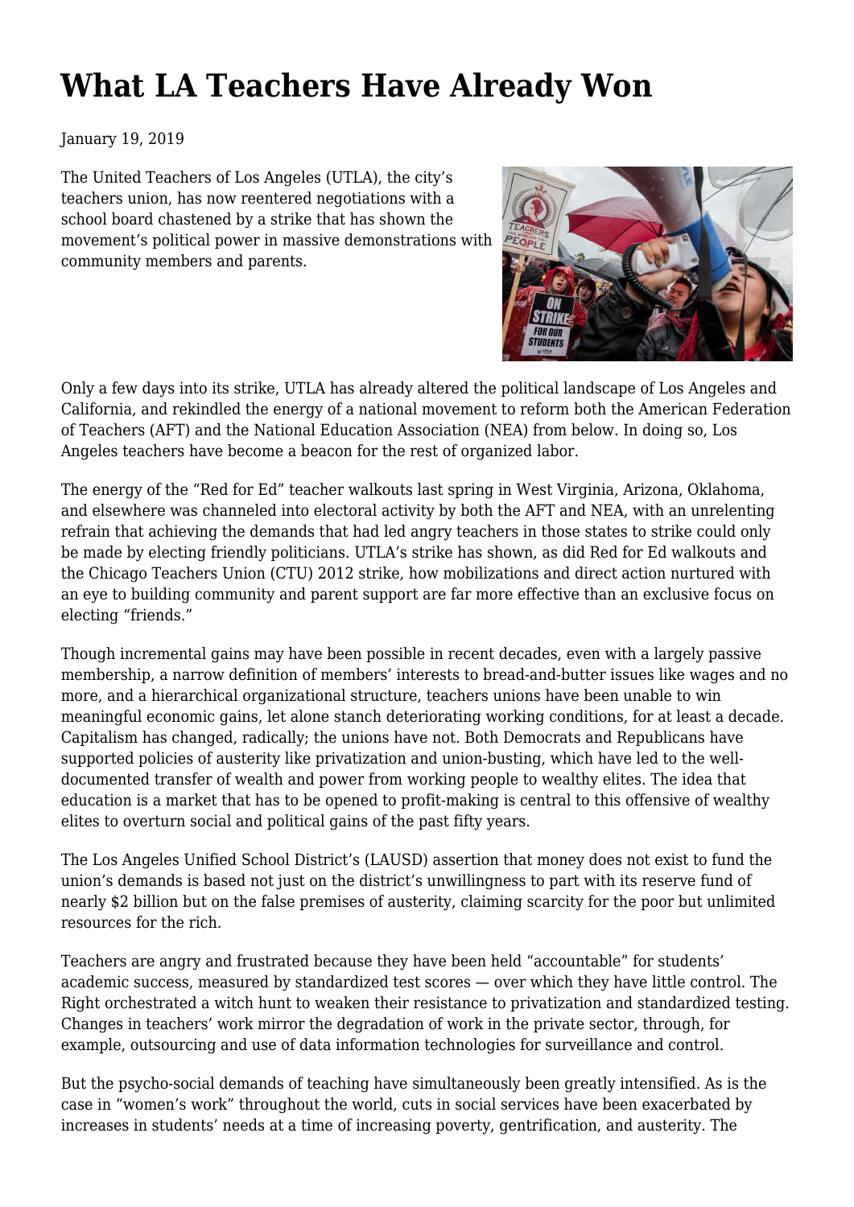# What LA Teachers Have Already Won

January 19, 2019

The United Teachers of Los Angeles (UTLA), the city's teachers union, has now reentered negotiations with a school board chastened by a strike that has shown the movement's political power in massive demonstrations with community members and parents.

Only a few days into its strike, UTLA has already altered the political landscape of Los Angeles and California, and rekindled the energy of a national movement to reform both the American Federation of Teachers (AFT) and the National Education Association (NEA) from below. In doing so, Los Angeles teachers have become a beacon for the rest of organized labor.

The energy of the "Red for Ed" teacher walkouts last spring in West Virginia, Arizona, Oklahoma, and elsewhere was channeled into electoral activity by both the AFT and NEA, with an unrelenting refrain that achieving the demands that had led angry teachers in those states to strike could only be made by electing friendly politicians. UTLA's strike has shown, as did Red for Ed walkouts and the Chicago Teachers Union (CTU) 2012 strike, how mobilizations and direct action nurtured with an eye to building community and parent support are far more effective than an exclusive focus on electing "friends."

Though incremental gains may have been possible in recent decades, even with a largely passive membership, a narrow definition of members' interests to bread-and-butter issues like wages and no more, and a hierarchical organizational structure, teachers unions have been unable to win meaningful economic gains, let alone stanch deteriorating working conditions, for at least a decade. Capitalism has changed, radically; the unions have not. Both Democrats and Republicans have supported policies of austerity like privatization and union-busting, which have led to the well-documented transfer of wealth and power from working people to wealthy elites. The idea that education is a market that has to be opened to profit-making is central to this offensive of wealthy elites to overturn social and political gains of the past fifty years.

The Los Angeles Unified School District's (LAUSD) assertion that money does not exist to fund the union's demands is based not just on the district's unwillingness to part with its reserve fund of nearly $2 billion but on the false premises of austerity, claiming scarcity for the poor but unlimited resources for the rich.

Teachers are angry and frustrated because they have been held "accountable" for students' academic success, measured by standardized test scores — over which they have little control. The Right orchestrated a witch hunt to weaken their resistance to privatization and standardized testing. Changes in teachers' work mirror the degradation of work in the private sector, through, for example, outsourcing and use of data information technologies for surveillance and control.

But the psycho-social demands of teaching have simultaneously been greatly intensified. As is the case in "women's work" throughout the world, cuts in social services have been exacerbated by increases in students' needs at a time of increasing poverty, gentrification, and austerity. The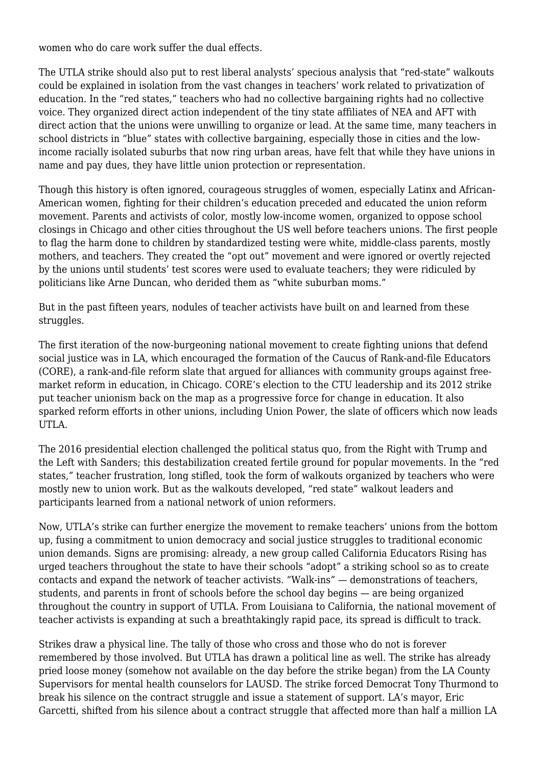women who do care work suffer the dual effects.

The UTLA strike should also put to rest liberal analysts' specious analysis that "red-state" walkouts could be explained in isolation from the vast changes in teachers' work related to privatization of education. In the "red states," teachers who had no collective bargaining rights had no collective voice. They organized direct action independent of the tiny state affiliates of NEA and AFT with direct action that the unions were unwilling to organize or lead. At the same time, many teachers in school districts in "blue" states with collective bargaining, especially those in cities and the low-income racially isolated suburbs that now ring urban areas, have felt that while they have unions in name and pay dues, they have little union protection or representation.

Though this history is often ignored, courageous struggles of women, especially Latinx and African-American women, fighting for their children's education preceded and educated the union reform movement. Parents and activists of color, mostly low-income women, organized to oppose school closings in Chicago and other cities throughout the US well before teachers unions. The first people to flag the harm done to children by standardized testing were white, middle-class parents, mostly mothers, and teachers. They created the "opt out" movement and were ignored or overtly rejected by the unions until students' test scores were used to evaluate teachers; they were ridiculed by politicians like Arne Duncan, who derided them as "white suburban moms."

But in the past fifteen years, nodules of teacher activists have built on and learned from these struggles.

The first iteration of the now-burgeoning national movement to create fighting unions that defend social justice was in LA, which encouraged the formation of the Caucus of Rank-and-file Educators (CORE), a rank-and-file reform slate that argued for alliances with community groups against free-market reform in education, in Chicago. CORE's election to the CTU leadership and its 2012 strike put teacher unionism back on the map as a progressive force for change in education. It also sparked reform efforts in other unions, including Union Power, the slate of officers which now leads UTLA.

The 2016 presidential election challenged the political status quo, from the Right with Trump and the Left with Sanders; this destabilization created fertile ground for popular movements. In the "red states," teacher frustration, long stifled, took the form of walkouts organized by teachers who were mostly new to union work. But as the walkouts developed, "red state" walkout leaders and participants learned from a national network of union reformers.

Now, UTLA's strike can further energize the movement to remake teachers' unions from the bottom up, fusing a commitment to union democracy and social justice struggles to traditional economic union demands. Signs are promising: already, a new group called California Educators Rising has urged teachers throughout the state to have their schools "adopt" a striking school so as to create contacts and expand the network of teacher activists. "Walk-ins" — demonstrations of teachers, students, and parents in front of schools before the school day begins — are being organized throughout the country in support of UTLA. From Louisiana to California, the national movement of teacher activists is expanding at such a breathtakingly rapid pace, its spread is difficult to track.

Strikes draw a physical line. The tally of those who cross and those who do not is forever remembered by those involved. But UTLA has drawn a political line as well. The strike has already pried loose money (somehow not available on the day before the strike began) from the LA County Supervisors for mental health counselors for LAUSD. The strike forced Democrat Tony Thurmond to break his silence on the contract struggle and issue a statement of support. LA's mayor, Eric Garcetti, shifted from his silence about a contract struggle that affected more than half a million LA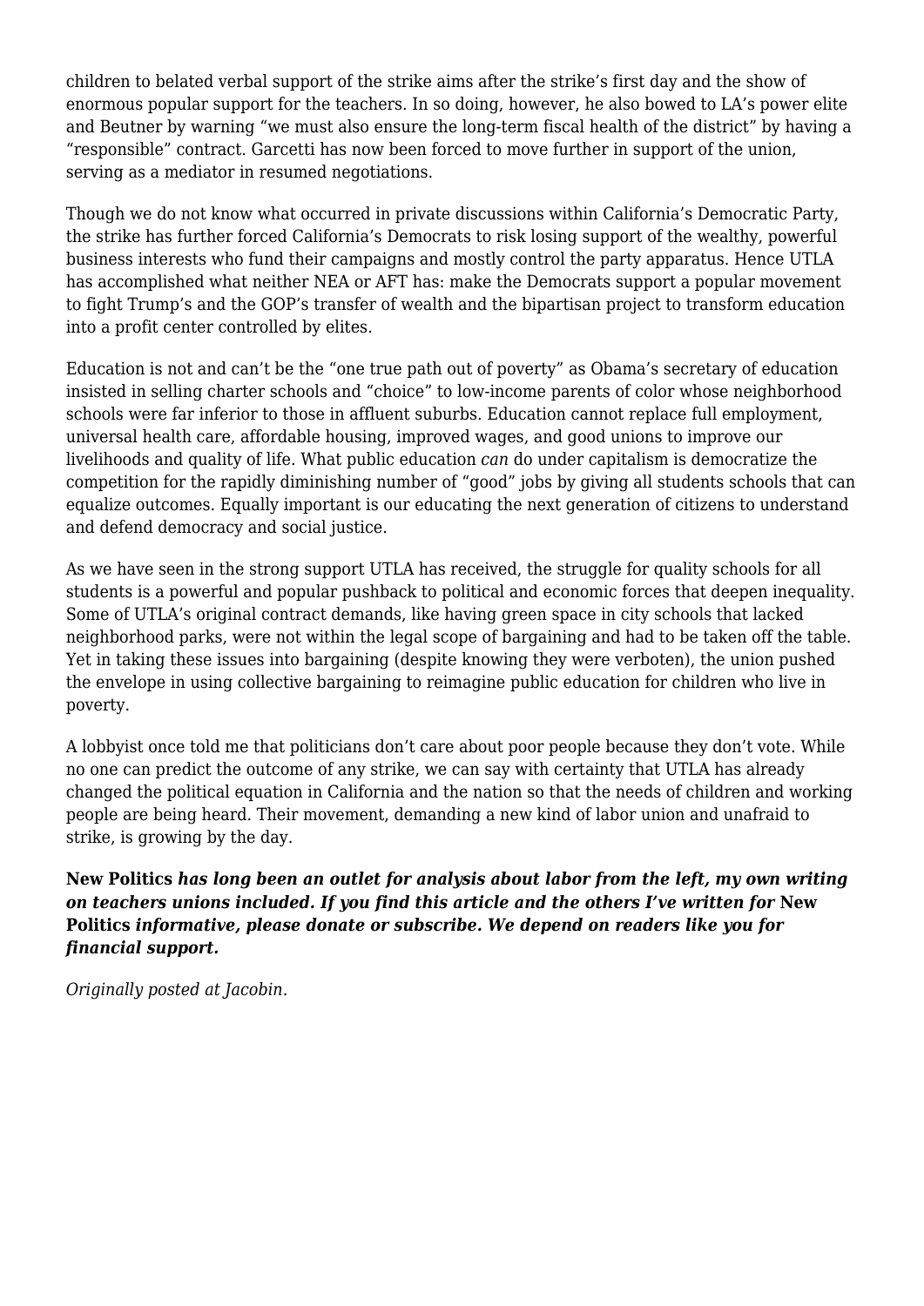children to belated verbal support of the strike aims after the strike's first day and the show of enormous popular support for the teachers. In so doing, however, he also bowed to LA's power elite and Beutner by warning "we must also ensure the long-term fiscal health of the district" by having a "responsible" contract. Garcetti has now been forced to move further in support of the union, serving as a mediator in resumed negotiations.

Though we do not know what occurred in private discussions within California's Democratic Party, the strike has further forced California's Democrats to risk losing support of the wealthy, powerful business interests who fund their campaigns and mostly control the party apparatus. Hence UTLA has accomplished what neither NEA or AFT has: make the Democrats support a popular movement to fight Trump's and the GOP's transfer of wealth and the bipartisan project to transform education into a profit center controlled by elites.

Education is not and can't be the "one true path out of poverty" as Obama's secretary of education insisted in selling charter schools and "choice" to low-income parents of color whose neighborhood schools were far inferior to those in affluent suburbs. Education cannot replace full employment, universal health care, affordable housing, improved wages, and good unions to improve our livelihoods and quality of life. What public education *can* do under capitalism is democratize the competition for the rapidly diminishing number of "good" jobs by giving all students schools that can equalize outcomes. Equally important is our educating the next generation of citizens to understand and defend democracy and social justice.

As we have seen in the strong support UTLA has received, the struggle for quality schools for all students is a powerful and popular pushback to political and economic forces that deepen inequality. Some of UTLA's original contract demands, like having green space in city schools that lacked neighborhood parks, were not within the legal scope of bargaining and had to be taken off the table. Yet in taking these issues into bargaining (despite knowing they were verboten), the union pushed the envelope in using collective bargaining to reimagine public education for children who live in poverty.

A lobbyist once told me that politicians don't care about poor people because they don't vote. While no one can predict the outcome of any strike, we can say with certainty that UTLA has already changed the political equation in California and the nation so that the needs of children and working people are being heard. Their movement, demanding a new kind of labor union and unafraid to strike, is growing by the day.

**New Politics** ***has long been an outlet for analysis about labor from the left, my own writing on teachers unions included. If you find this article and the others I've written for*** **New Politics** ***informative, please donate or subscribe. We depend on readers like you for financial support.***

*Originally posted at Jacobin.*